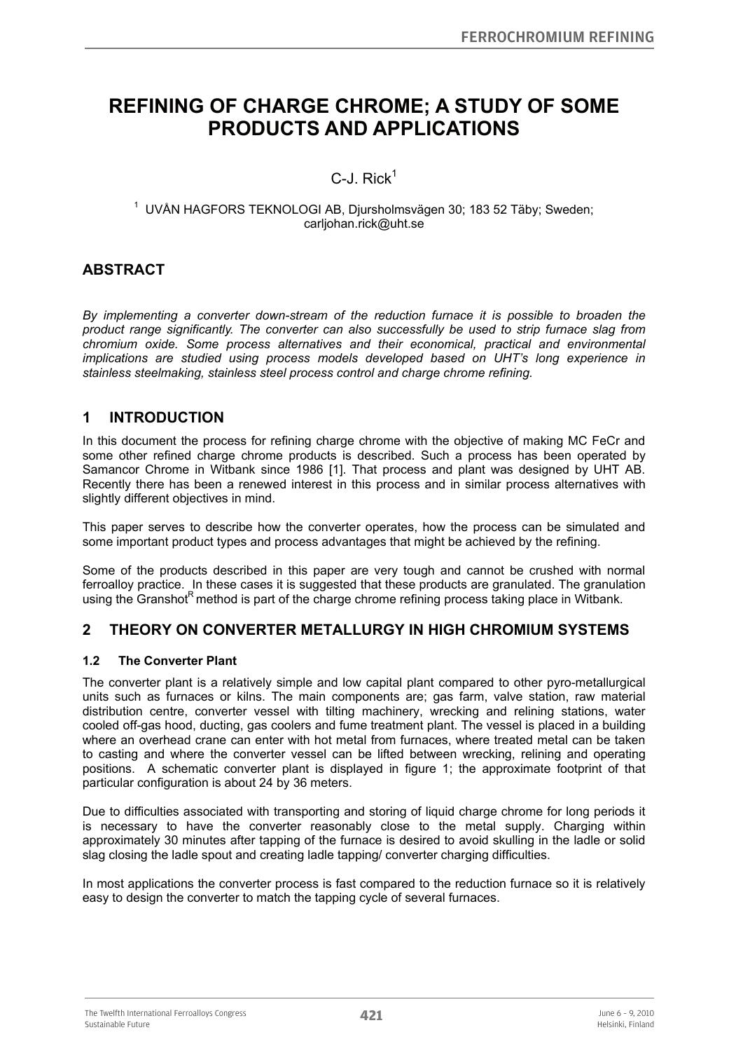# REFINING OF CHARGE CHROME; A STUDY OF SOME PRODUCTS AND APPLICATIONS

C-J. Rick[1]

[1] UVÅN HAGFORS TEKNOLOGI AB, Djursholmsvägen 30; 183 52 Täby; Sweden; carljohan.rick@uht.se

## ABSTRACT

*By implementing a converter down-stream of the reduction furnace it is possible to broaden the product range significantly. The converter can also successfully be used to strip furnace slag from chromium oxide. Some process alternatives and their economical, practical and environmental implications are studied using process models developed based on UHT's long experience in stainless steelmaking, stainless steel process control and charge chrome refining.*

## 1 INTRODUCTION

In this document the process for refining charge chrome with the objective of making MC FeCr and some other refined charge chrome products is described. Such a process has been operated by Samancor Chrome in Witbank since 1986 [1]. That process and plant was designed by UHT AB. Recently there has been a renewed interest in this process and in similar process alternatives with slightly different objectives in mind.

This paper serves to describe how the converter operates, how the process can be simulated and some important product types and process advantages that might be achieved by the refining.

Some of the products described in this paper are very tough and cannot be crushed with normal ferroalloy practice. In these cases it is suggested that these products are granulated. The granulation using the Granshot[R] method is part of the charge chrome refining process taking place in Witbank.

## 2 THEORY ON CONVERTER METALLURGY IN HIGH CHROMIUM SYSTEMS

### 1.2 The Converter Plant

The converter plant is a relatively simple and low capital plant compared to other pyro-metallurgical units such as furnaces or kilns. The main components are; gas farm, valve station, raw material distribution centre, converter vessel with tilting machinery, wrecking and relining stations, water cooled off-gas hood, ducting, gas coolers and fume treatment plant. The vessel is placed in a building where an overhead crane can enter with hot metal from furnaces, where treated metal can be taken to casting and where the converter vessel can be lifted between wrecking, relining and operating positions. A schematic converter plant is displayed in figure 1; the approximate footprint of that particular configuration is about 24 by 36 meters.

Due to difficulties associated with transporting and storing of liquid charge chrome for long periods it is necessary to have the converter reasonably close to the metal supply. Charging within approximately 30 minutes after tapping of the furnace is desired to avoid skulling in the ladle or solid slag closing the ladle spout and creating ladle tapping/ converter charging difficulties.

In most applications the converter process is fast compared to the reduction furnace so it is relatively easy to design the converter to match the tapping cycle of several furnaces.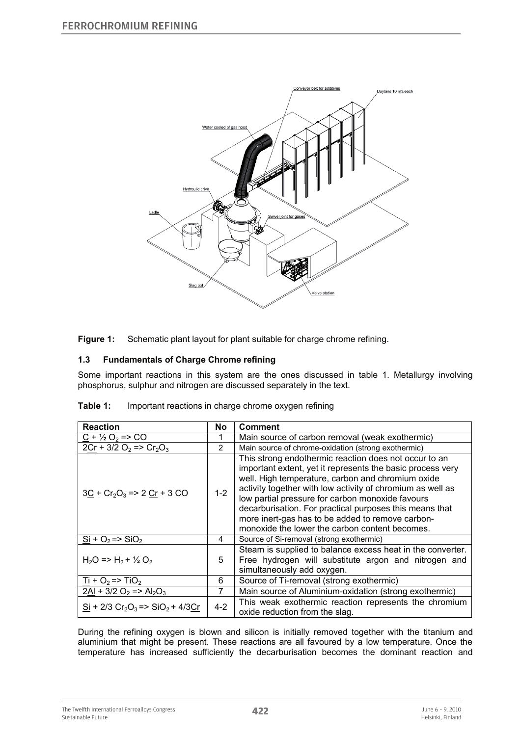**Figure 1:** Schematic plant layout for plant suitable for charge chrome refining.

### 1.3 Fundamentals of Charge Chrome refining

Some important reactions in this system are the ones discussed in table 1. Metallurgy involving phosphorus, sulphur and nitrogen are discussed separately in the text.

**Table 1:** Important reactions in charge chrome oxygen refining

| Reaction | No | Comment |
| --- | --- | --- |
| $\underline{C} + ½ O_2 => CO$ | 1 | Main source of carbon removal (weak exothermic) |
| $2\underline{Cr} + 3/2 O_2 => Cr_2O_3$ | 2 | Main source of chrome-oxidation (strong exothermic) |
| $3\underline{C} + Cr_2O_3 => 2 \underline{Cr} + 3 CO$ | 1-2 | This strong endothermic reaction does not occur to an important extent, yet it represents the basic process very well. High temperature, carbon and chromium oxide activity together with low activity of chromium as well as low partial pressure for carbon monoxide favours decarburisation. For practical purposes this means that more inert-gas has to be added to remove carbon-monoxide the lower the carbon content becomes. |
| $\underline{Si} + O_2 => SiO_2$ | 4 | Source of Si-removal (strong exothermic) |
| $H_2O => H_2 + ½ O_2$ | 5 | Steam is supplied to balance excess heat in the converter. Free hydrogen will substitute argon and nitrogen and simultaneously add oxygen. |
| $\underline{Ti} + O_2 => TiO_2$ | 6 | Source of Ti-removal (strong exothermic) |
| $2\underline{Al} + 3/2 O_2 => Al_2O_3$ | 7 | Main source of Aluminium-oxidation (strong exothermic) |
| $\underline{Si} + 2/3 Cr_2O_3 => SiO_2 + 4/3\underline{Cr}$ | 4-2 | This weak exothermic reaction represents the chromium oxide reduction from the slag. |

During the refining oxygen is blown and silicon is initially removed together with the titanium and aluminium that might be present. These reactions are all favoured by a low temperature. Once the temperature has increased sufficiently the decarburisation becomes the dominant reaction and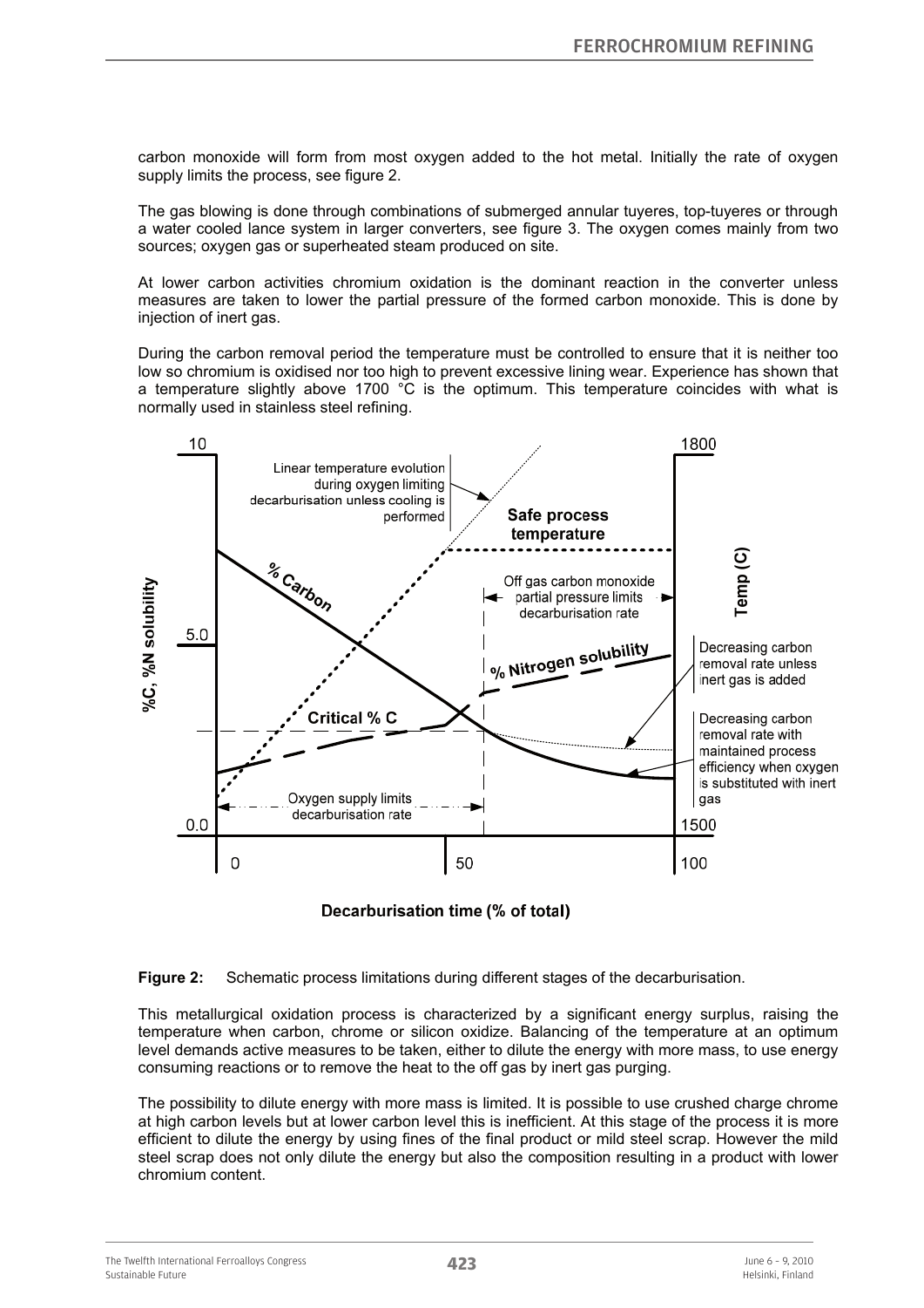carbon monoxide will form from most oxygen added to the hot metal. Initially the rate of oxygen supply limits the process, see figure 2.

The gas blowing is done through combinations of submerged annular tuyeres, top-tuyeres or through a water cooled lance system in larger converters, see figure 3. The oxygen comes mainly from two sources; oxygen gas or superheated steam produced on site.

At lower carbon activities chromium oxidation is the dominant reaction in the converter unless measures are taken to lower the partial pressure of the formed carbon monoxide. This is done by injection of inert gas.

During the carbon removal period the temperature must be controlled to ensure that it is neither too low so chromium is oxidised nor too high to prevent excessive lining wear. Experience has shown that a temperature slightly above 1700 °C is the optimum. This temperature coincides with what is normally used in stainless steel refining.

**Figure 2:** Schematic process limitations during different stages of the decarburisation.

This metallurgical oxidation process is characterized by a significant energy surplus, raising the temperature when carbon, chrome or silicon oxidize. Balancing of the temperature at an optimum level demands active measures to be taken, either to dilute the energy with more mass, to use energy consuming reactions or to remove the heat to the off gas by inert gas purging.

The possibility to dilute energy with more mass is limited. It is possible to use crushed charge chrome at high carbon levels but at lower carbon level this is inefficient. At this stage of the process it is more efficient to dilute the energy by using fines of the final product or mild steel scrap. However the mild steel scrap does not only dilute the energy but also the composition resulting in a product with lower chromium content.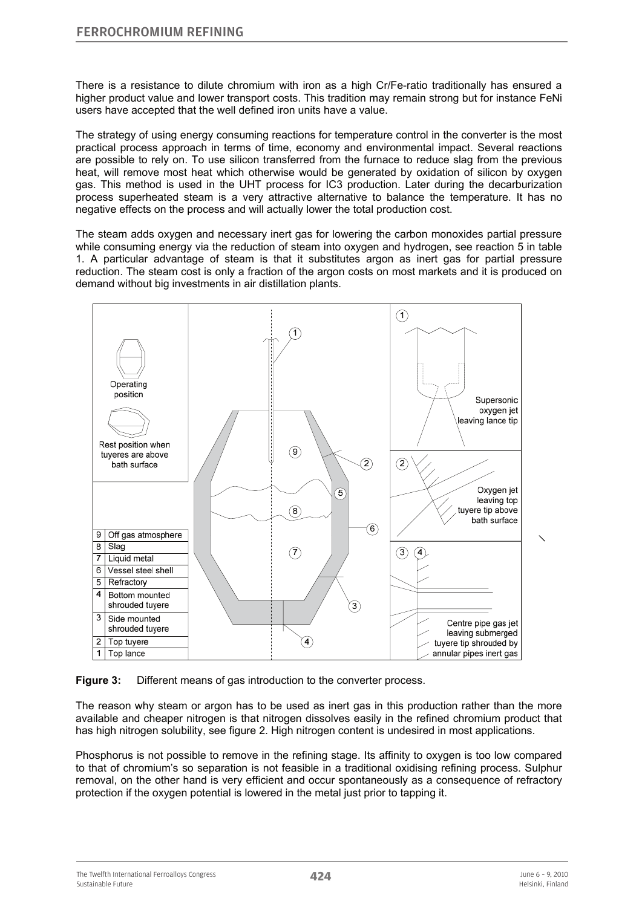There is a resistance to dilute chromium with iron as a high Cr/Fe-ratio traditionally has ensured a higher product value and lower transport costs. This tradition may remain strong but for instance FeNi users have accepted that the well defined iron units have a value.

The strategy of using energy consuming reactions for temperature control in the converter is the most practical process approach in terms of time, economy and environmental impact. Several reactions are possible to rely on. To use silicon transferred from the furnace to reduce slag from the previous heat, will remove most heat which otherwise would be generated by oxidation of silicon by oxygen gas. This method is used in the UHT process for IC3 production. Later during the decarburization process superheated steam is a very attractive alternative to balance the temperature. It has no negative effects on the process and will actually lower the total production cost.

The steam adds oxygen and necessary inert gas for lowering the carbon monoxides partial pressure while consuming energy via the reduction of steam into oxygen and hydrogen, see reaction 5 in table 1. A particular advantage of steam is that it substitutes argon as inert gas for partial pressure reduction. The steam cost is only a fraction of the argon costs on most markets and it is produced on demand without big investments in air distillation plants.

**Figure 3:** Different means of gas introduction to the converter process.

The reason why steam or argon has to be used as inert gas in this production rather than the more available and cheaper nitrogen is that nitrogen dissolves easily in the refined chromium product that has high nitrogen solubility, see figure 2. High nitrogen content is undesired in most applications.

Phosphorus is not possible to remove in the refining stage. Its affinity to oxygen is too low compared to that of chromium's so separation is not feasible in a traditional oxidising refining process. Sulphur removal, on the other hand is very efficient and occur spontaneously as a consequence of refractory protection if the oxygen potential is lowered in the metal just prior to tapping it.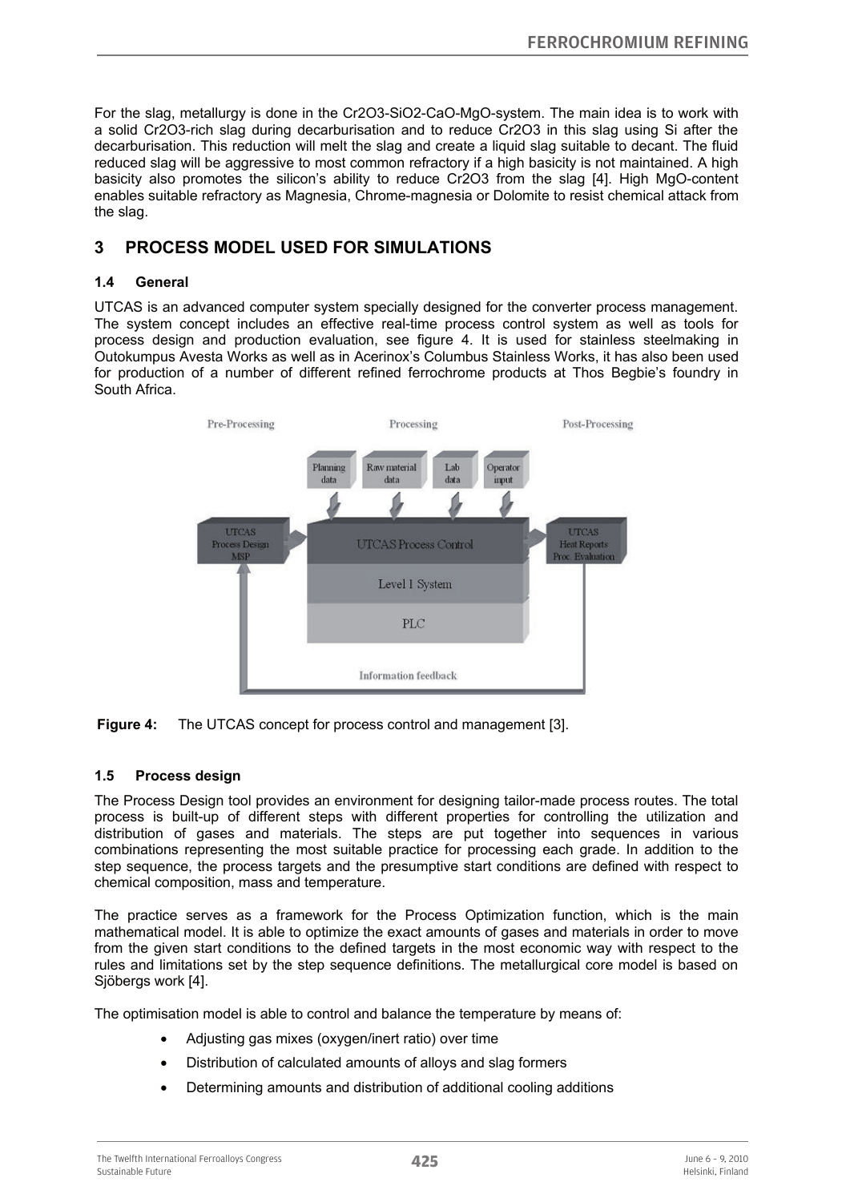For the slag, metallurgy is done in the $Cr_2O_3$-$SiO_2$-$CaO$-$MgO$-system. The main idea is to work with a solid $Cr_2O_3$-rich slag during decarburisation and to reduce $Cr_2O_3$ in this slag using Si after the decarburisation. This reduction will melt the slag and create a liquid slag suitable to decant. The fluid reduced slag will be aggressive to most common refractory if a high basicity is not maintained. A high basicity also promotes the silicon's ability to reduce $Cr_2O_3$ from the slag [4]. High MgO-content enables suitable refractory as Magnesia, Chrome-magnesia or Dolomite to resist chemical attack from the slag.

## 3 PROCESS MODEL USED FOR SIMULATIONS

### 1.4 General

UTCAS is an advanced computer system specially designed for the converter process management. The system concept includes an effective real-time process control system as well as tools for process design and production evaluation, see figure 4. It is used for stainless steelmaking in Outokumpus Avesta Works as well as in Acerinox's Columbus Stainless Works, it has also been used for production of a number of different refined ferrochrome products at Thos Begbie's foundry in South Africa.

**Figure 4:** The UTCAS concept for process control and management [3].

### 1.5 Process design

The Process Design tool provides an environment for designing tailor-made process routes. The total process is built-up of different steps with different properties for controlling the utilization and distribution of gases and materials. The steps are put together into sequences in various combinations representing the most suitable practice for processing each grade. In addition to the step sequence, the process targets and the presumptive start conditions are defined with respect to chemical composition, mass and temperature.

The practice serves as a framework for the Process Optimization function, which is the main mathematical model. It is able to optimize the exact amounts of gases and materials in order to move from the given start conditions to the defined targets in the most economic way with respect to the rules and limitations set by the step sequence definitions. The metallurgical core model is based on Sjöbergs work [4].

The optimisation model is able to control and balance the temperature by means of:

- Adjusting gas mixes (oxygen/inert ratio) over time
- Distribution of calculated amounts of alloys and slag formers
- Determining amounts and distribution of additional cooling additions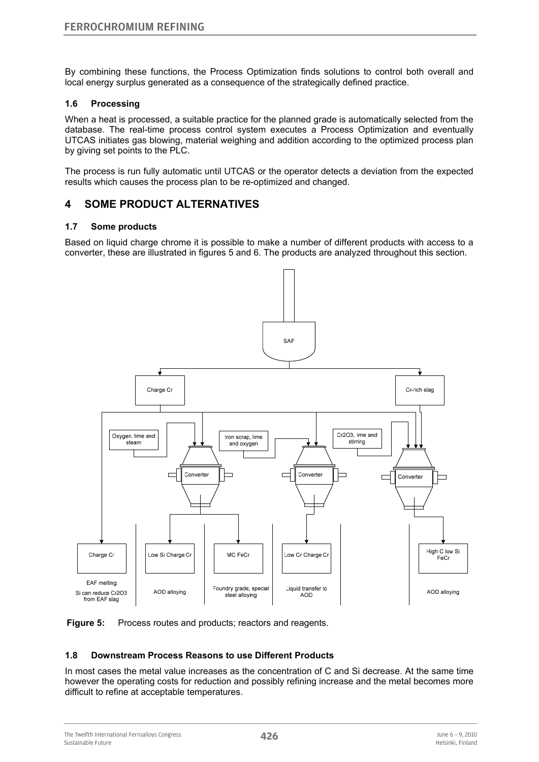By combining these functions, the Process Optimization finds solutions to control both overall and local energy surplus generated as a consequence of the strategically defined practice.

### 1.6 Processing

When a heat is processed, a suitable practice for the planned grade is automatically selected from the database. The real-time process control system executes a Process Optimization and eventually UTCAS initiates gas blowing, material weighing and addition according to the optimized process plan by giving set points to the PLC.

The process is run fully automatic until UTCAS or the operator detects a deviation from the expected results which causes the process plan to be re-optimized and changed.

## 4 SOME PRODUCT ALTERNATIVES

### 1.7 Some products

Based on liquid charge chrome it is possible to make a number of different products with access to a converter, these are illustrated in figures 5 and 6. The products are analyzed throughout this section.

**Figure 5:** Process routes and products; reactors and reagents.

### 1.8 Downstream Process Reasons to use Different Products

In most cases the metal value increases as the concentration of C and Si decrease. At the same time however the operating costs for reduction and possibly refining increase and the metal becomes more difficult to refine at acceptable temperatures.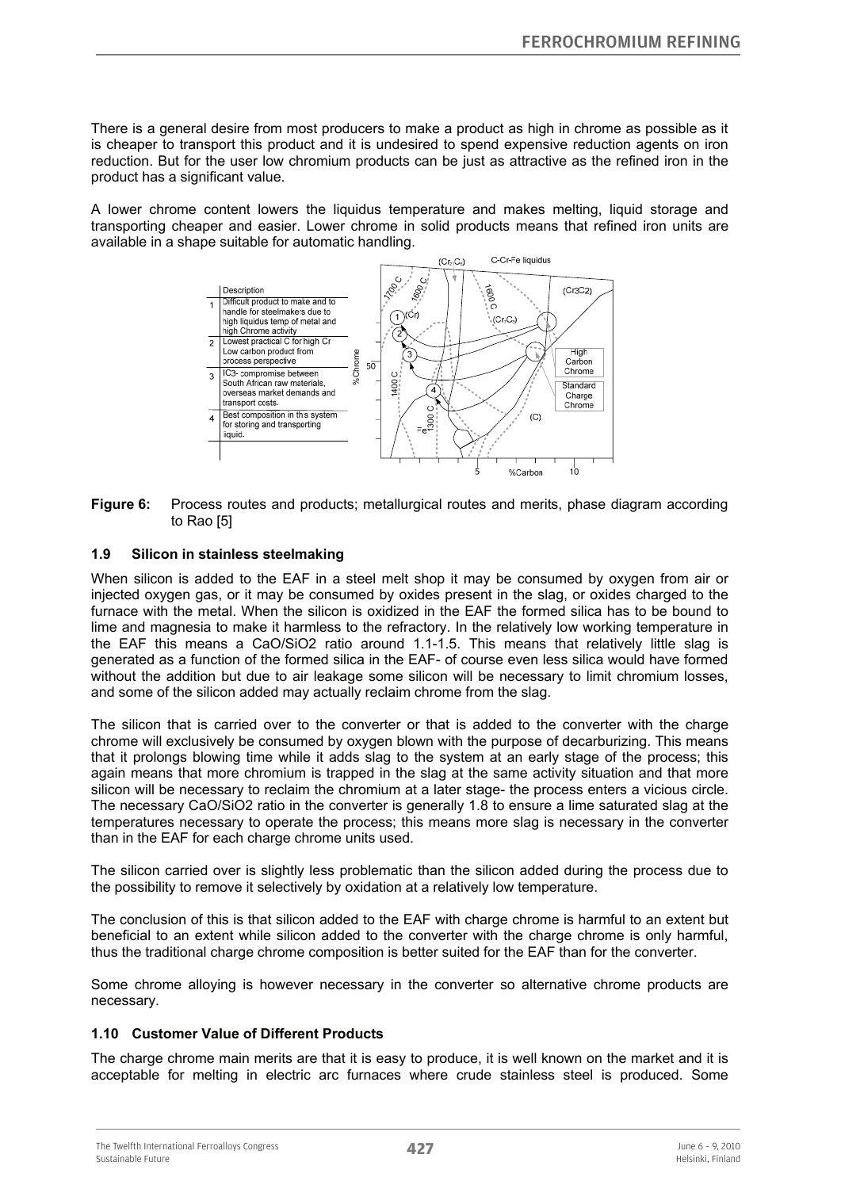There is a general desire from most producers to make a product as high in chrome as possible as it is cheaper to transport this product and it is undesired to spend expensive reduction agents on iron reduction. But for the user low chromium products can be just as attractive as the refined iron in the product has a significant value.

A lower chrome content lowers the liquidus temperature and makes melting, liquid storage and transporting cheaper and easier. Lower chrome in solid products means that refined iron units are available in a shape suitable for automatic handling.

| | Description |
|---|---|
| 1 | Difficult product to make and to handle for steelmakers due to high liquidus temp of metal and high Chrome activity |
| 2 | Lowest practical C for high Cr Low carbon product from process perspective |
| 3 | IC3- compromise between South African raw materials, overseas market demands and transport costs. |
| 4 | Best composition in this system for storing and transporting liquid. |

**Figure 6:** Process routes and products; metallurgical routes and merits, phase diagram according to Rao [5]

### 1.9 Silicon in stainless steelmaking

When silicon is added to the EAF in a steel melt shop it may be consumed by oxygen from air or injected oxygen gas, or it may be consumed by oxides present in the slag, or oxides charged to the furnace with the metal. When the silicon is oxidized in the EAF the formed silica has to be bound to lime and magnesia to make it harmless to the refractory. In the relatively low working temperature in the EAF this means a $CaO/SiO_2$ ratio around 1.1-1.5. This means that relatively little slag is generated as a function of the formed silica in the EAF- of course even less silica would have formed without the addition but due to air leakage some silicon will be necessary to limit chromium losses, and some of the silicon added may actually reclaim chrome from the slag.

The silicon that is carried over to the converter or that is added to the converter with the charge chrome will exclusively be consumed by oxygen blown with the purpose of decarburizing. This means that it prolongs blowing time while it adds slag to the system at an early stage of the process; this again means that more chromium is trapped in the slag at the same activity situation and that more silicon will be necessary to reclaim the chromium at a later stage- the process enters a vicious circle. The necessary $CaO/SiO_2$ ratio in the converter is generally 1.8 to ensure a lime saturated slag at the temperatures necessary to operate the process; this means more slag is necessary in the converter than in the EAF for each charge chrome units used.

The silicon carried over is slightly less problematic than the silicon added during the process due to the possibility to remove it selectively by oxidation at a relatively low temperature.

The conclusion of this is that silicon added to the EAF with charge chrome is harmful to an extent but beneficial to an extent while silicon added to the converter with the charge chrome is only harmful, thus the traditional charge chrome composition is better suited for the EAF than for the converter.

Some chrome alloying is however necessary in the converter so alternative chrome products are necessary.

### 1.10 Customer Value of Different Products

The charge chrome main merits are that it is easy to produce, it is well known on the market and it is acceptable for melting in electric arc furnaces where crude stainless steel is produced. Some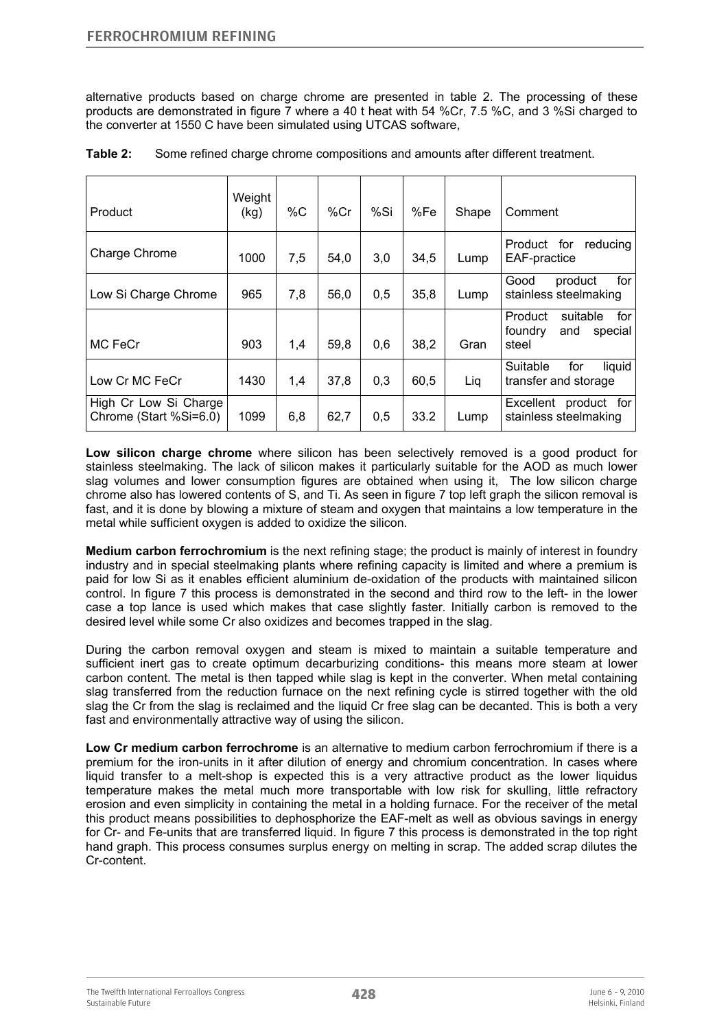alternative products based on charge chrome are presented in table 2. The processing of these products are demonstrated in figure 7 where a 40 t heat with 54 %Cr, 7.5 %C, and 3 %Si charged to the converter at 1550 C have been simulated using UTCAS software,

**Table 2:** Some refined charge chrome compositions and amounts after different treatment.

| Product | Weight (kg) | %C | %Cr | %Si | %Fe | Shape | Comment |
|---|---|---|---|---|---|---|---|
| Charge Chrome | 1000 | 7,5 | 54,0 | 3,0 | 34,5 | Lump | Product for reducing EAF-practice |
| Low Si Charge Chrome | 965 | 7,8 | 56,0 | 0,5 | 35,8 | Lump | Good product for stainless steelmaking |
| MC FeCr | 903 | 1,4 | 59,8 | 0,6 | 38,2 | Gran | Product suitable for foundry and special steel |
| Low Cr MC FeCr | 1430 | 1,4 | 37,8 | 0,3 | 60,5 | Liq | Suitable for liquid transfer and storage |
| High Cr Low Si Charge Chrome (Start %Si=6.0) | 1099 | 6,8 | 62,7 | 0,5 | 33.2 | Lump | Excellent product for stainless steelmaking |

**Low silicon charge chrome** where silicon has been selectively removed is a good product for stainless steelmaking. The lack of silicon makes it particularly suitable for the AOD as much lower slag volumes and lower consumption figures are obtained when using it, The low silicon charge chrome also has lowered contents of S, and Ti. As seen in figure 7 top left graph the silicon removal is fast, and it is done by blowing a mixture of steam and oxygen that maintains a low temperature in the metal while sufficient oxygen is added to oxidize the silicon.

**Medium carbon ferrochromium** is the next refining stage; the product is mainly of interest in foundry industry and in special steelmaking plants where refining capacity is limited and where a premium is paid for low Si as it enables efficient aluminium de-oxidation of the products with maintained silicon control. In figure 7 this process is demonstrated in the second and third row to the left- in the lower case a top lance is used which makes that case slightly faster. Initially carbon is removed to the desired level while some Cr also oxidizes and becomes trapped in the slag.

During the carbon removal oxygen and steam is mixed to maintain a suitable temperature and sufficient inert gas to create optimum decarburizing conditions- this means more steam at lower carbon content. The metal is then tapped while slag is kept in the converter. When metal containing slag transferred from the reduction furnace on the next refining cycle is stirred together with the old slag the Cr from the slag is reclaimed and the liquid Cr free slag can be decanted. This is both a very fast and environmentally attractive way of using the silicon.

**Low Cr medium carbon ferrochrome** is an alternative to medium carbon ferrochromium if there is a premium for the iron-units in it after dilution of energy and chromium concentration. In cases where liquid transfer to a melt-shop is expected this is a very attractive product as the lower liquidus temperature makes the metal much more transportable with low risk for skulling, little refractory erosion and even simplicity in containing the metal in a holding furnace. For the receiver of the metal this product means possibilities to dephosphorize the EAF-melt as well as obvious savings in energy for Cr- and Fe-units that are transferred liquid. In figure 7 this process is demonstrated in the top right hand graph. This process consumes surplus energy on melting in scrap. The added scrap dilutes the Cr-content.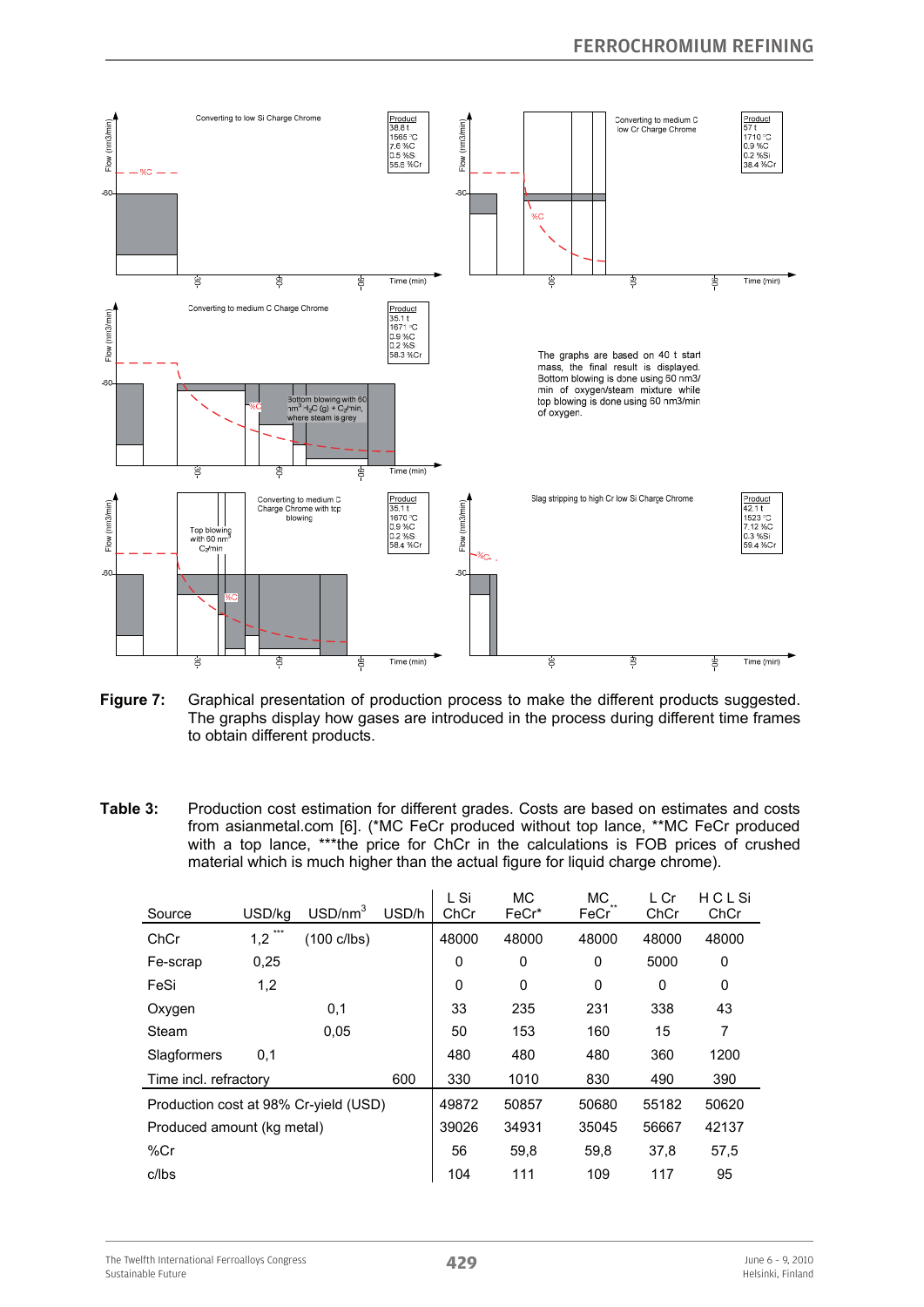**Figure 7:** Graphical presentation of production process to make the different products suggested. The graphs display how gases are introduced in the process during different time frames to obtain different products.

**Table 3:** Production cost estimation for different grades. Costs are based on estimates and costs from asianmetal.com [6]. (*MC FeCr produced without top lance, **MC FeCr produced with a top lance, ***the price for ChCr in the calculations is FOB prices of crushed material which is much higher than the actual figure for liquid charge chrome).

| Source | USD/kg | USD/nm$^3$ | USD/h | L Si ChCr | MC FeCr* | MC FeCr** | L Cr ChCr | H C L Si ChCr |
|---|---|---|---|---|---|---|---|---|
| ChCr | 1,2*** | (100 c/lbs) | | 48000 | 48000 | 48000 | 48000 | 48000 |
| Fe-scrap | 0,25 | | | 0 | 0 | 0 | 5000 | 0 |
| FeSi | 1,2 | | | 0 | 0 | 0 | 0 | 0 |
| Oxygen | | 0,1 | | 33 | 235 | 231 | 338 | 43 |
| Steam | | 0,05 | | 50 | 153 | 160 | 15 | 7 |
| Slagformers | 0,1 | | | 480 | 480 | 480 | 360 | 1200 |
| Time incl. refractory | | | 600 | 330 | 1010 | 830 | 490 | 390 |
| Production cost at 98% Cr-yield (USD) | | | | 49872 | 50857 | 50680 | 55182 | 50620 |
| Produced amount (kg metal) | | | | 39026 | 34931 | 35045 | 56667 | 42137 |
| %Cr | | | | 56 | 59,8 | 59,8 | 37,8 | 57,5 |
| c/lbs | | | | 104 | 111 | 109 | 117 | 95 |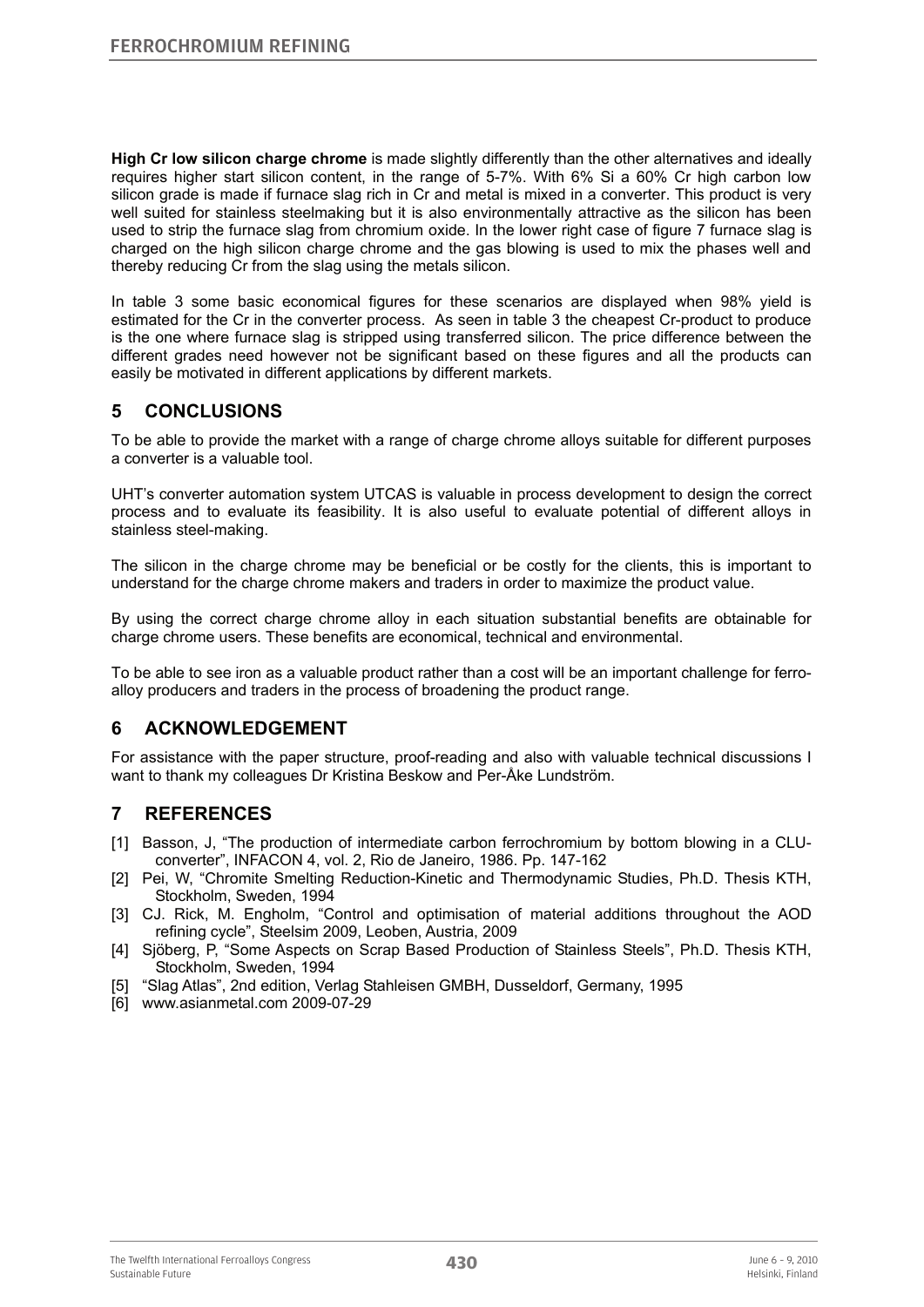**High Cr low silicon charge chrome** is made slightly differently than the other alternatives and ideally requires higher start silicon content, in the range of 5-7%. With 6% Si a 60% Cr high carbon low silicon grade is made if furnace slag rich in Cr and metal is mixed in a converter. This product is very well suited for stainless steelmaking but it is also environmentally attractive as the silicon has been used to strip the furnace slag from chromium oxide. In the lower right case of figure 7 furnace slag is charged on the high silicon charge chrome and the gas blowing is used to mix the phases well and thereby reducing Cr from the slag using the metals silicon.

In table 3 some basic economical figures for these scenarios are displayed when 98% yield is estimated for the Cr in the converter process. As seen in table 3 the cheapest Cr-product to produce is the one where furnace slag is stripped using transferred silicon. The price difference between the different grades need however not be significant based on these figures and all the products can easily be motivated in different applications by different markets.

## 5 CONCLUSIONS

To be able to provide the market with a range of charge chrome alloys suitable for different purposes a converter is a valuable tool.

UHT's converter automation system UTCAS is valuable in process development to design the correct process and to evaluate its feasibility. It is also useful to evaluate potential of different alloys in stainless steel-making.

The silicon in the charge chrome may be beneficial or be costly for the clients, this is important to understand for the charge chrome makers and traders in order to maximize the product value.

By using the correct charge chrome alloy in each situation substantial benefits are obtainable for charge chrome users. These benefits are economical, technical and environmental.

To be able to see iron as a valuable product rather than a cost will be an important challenge for ferro-alloy producers and traders in the process of broadening the product range.

## 6 ACKNOWLEDGEMENT

For assistance with the paper structure, proof-reading and also with valuable technical discussions I want to thank my colleagues Dr Kristina Beskow and Per-Åke Lundström.

## 7 REFERENCES

[1] Basson, J, "The production of intermediate carbon ferrochromium by bottom blowing in a CLU-converter", INFACON 4, vol. 2, Rio de Janeiro, 1986. Pp. 147-162

[2] Pei, W, "Chromite Smelting Reduction-Kinetic and Thermodynamic Studies, Ph.D. Thesis KTH, Stockholm, Sweden, 1994

[3] CJ. Rick, M. Engholm, "Control and optimisation of material additions throughout the AOD refining cycle", Steelsim 2009, Leoben, Austria, 2009

[4] Sjöberg, P, "Some Aspects on Scrap Based Production of Stainless Steels", Ph.D. Thesis KTH, Stockholm, Sweden, 1994

[5] "Slag Atlas", 2nd edition, Verlag Stahleisen GMBH, Dusseldorf, Germany, 1995

[6] www.asianmetal.com 2009-07-29